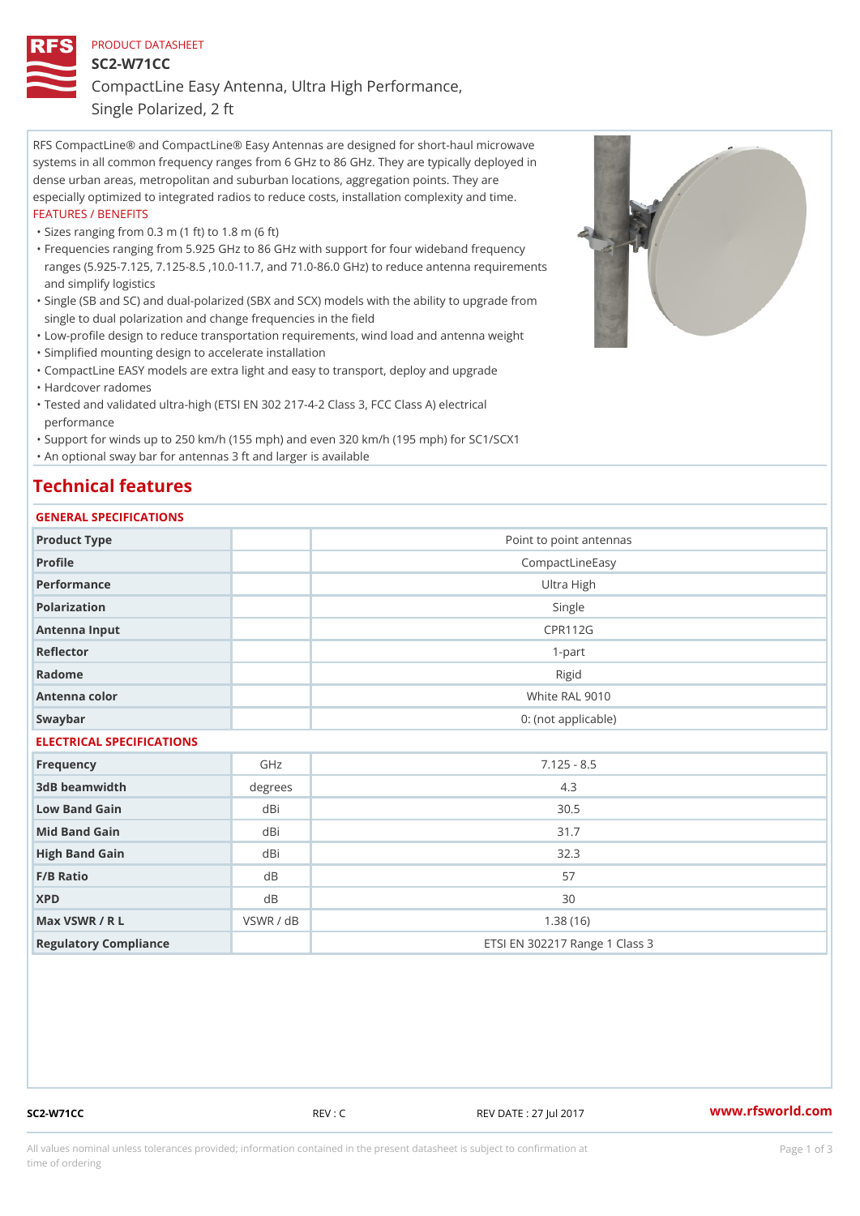PRODUCT DATASHEET

# SC2-W71CC

## CompactLine Easy Antenna, Ultra High Performance, Single Polarized, 2 ft

RFS CompactLine® and CompactLine® Easy Antennas are designed for short-haul microwave systems in all common frequency ranges from 6 GHz to 86 GHz. They are typically deployed in dense urban areas, metropolitan and suburban locations, aggregation points. They are especially optimized to integrated radios to reduce costs, installation complexity and time.

FEATURES / BENEFITS

- Sizes ranging from 0.3 m (1 ft) to 1.8 m (6 ft)
- Frequencies ranging from 5.925 GHz to 86 GHz with support for four wideband frequency ranges (5.925-7.125, 7.125-8.5 ,10.0-11.7, and 71.0-86.0 GHz) to reduce antenna requirements and simplify logistics
- Single (SB and SC) and dual-polarized (SBX and SCX) models with the ability to upgrade from single to dual polarization and change frequencies in the field
- Low-profile design to reduce transportation requirements, wind load and antenna weight
- Simplified mounting design to accelerate installation
- CompactLine EASY models are extra light and easy to transport, deploy and upgrade
- Hardcover radomes
- Tested and validated ultra-high (ETSI EN 302 217-4-2 Class 3, FCC Class A) electrical performance
- Support for winds up to 250 km/h (155 mph) and even 320 km/h (195 mph) for SC1/SCX1
- An optional sway bar for antennas 3 ft and larger is available

# Technical features

## GENERAL SPECIFICATIONS

| | | |
|---|---|---|
| Product Type | | Point to point antennas |
| Profile | | CompactLineEasy |
| Performance | | Ultra High |
| Polarization | | Single |
| Antenna Input | | CPR112G |
| Reflector | | 1-part |
| Radome | | Rigid |
| Antenna color | | White RAL 9010 |
| Swaybar | | 0: (not applicable) |

## ELECTRICAL SPECIFICATIONS

| | | |
|---|---|---|
| Frequency | GHz | 7.125 - 8.5 |
| 3dB beamwidth | degrees | 4.3 |
| Low Band Gain | dBi | 30.5 |
| Mid Band Gain | dBi | 31.7 |
| High Band Gain | dBi | 32.3 |
| F/B Ratio | dB | 57 |
| XPD | dB | 30 |
| Max VSWR / R L | VSWR / dB | 1.38 (16) |
| Regulatory Compliance | | ETSI EN 302217 Range 1 Class 3 |

SC2-W71CC REV : C REV DATE : 27 Jul 2017 www.rfsworld.com

All values nominal unless tolerances provided; information contained in the present datasheet is subject to confirmation at time of ordering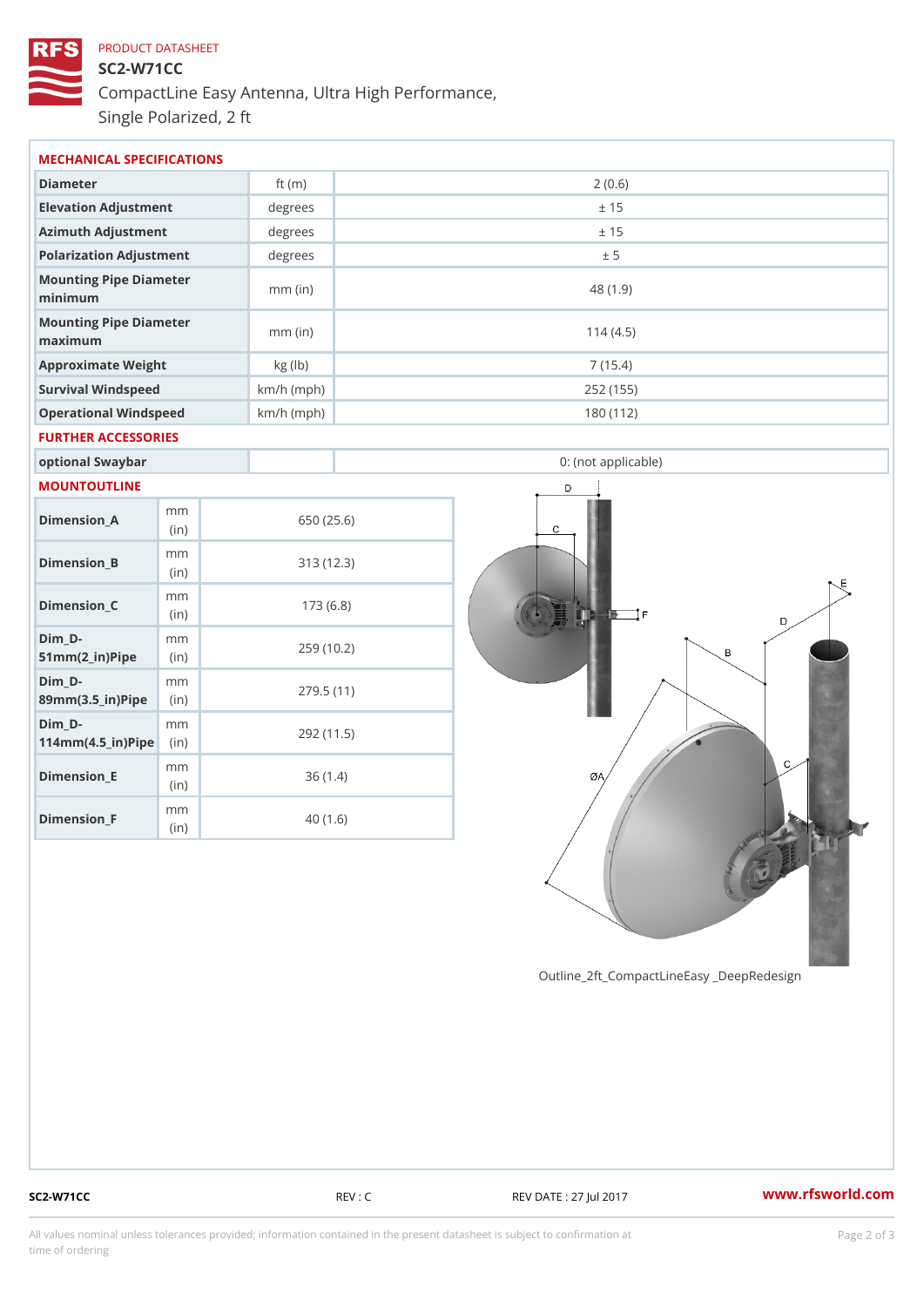PRODUCT DATASHEET

# SC2-W71CC

CompactLine Easy Antenna, Ultra High Performance, Single Polarized, 2 ft

## MECHANICAL SPECIFICATIONS

| | | |
|---|---|---|
| Diameter | ft (m) | 2 (0.6) |
| Elevation Adjustment | degrees | ± 15 |
| Azimuth Adjustment | degrees | ± 15 |
| Polarization Adjustment | degrees | ± 5 |
| Mounting Pipe Diameter minimum | mm (in) | 48 (1.9) |
| Mounting Pipe Diameter maximum | mm (in) | 114 (4.5) |
| Approximate Weight | kg (lb) | 7 (15.4) |
| Survival Windspeed | km/h (mph) | 252 (155) |
| Operational Windspeed | km/h (mph) | 180 (112) |

## FURTHER ACCESSORIES

| | | |
|---|---|---|
| optional Swaybar | | 0: (not applicable) |

## MOUNTOUTLINE

| | | |
|---|---|---|
| Dimension_A | mm (in) | 650 (25.6) |
| Dimension_B | mm (in) | 313 (12.3) |
| Dimension_C | mm (in) | 173 (6.8) |
| Dim_D-51mm(2_in)Pipe | mm (in) | 259 (10.2) |
| Dim_D-89mm(3.5_in)Pipe | mm (in) | 279.5 (11) |
| Dim_D-114mm(4.5_in)Pipe | mm (in) | 292 (11.5) |
| Dimension_E | mm (in) | 36 (1.4) |
| Dimension_F | mm (in) | 40 (1.6) |

Outline_2ft_CompactLineEasy _DeepRedesign

SC2-W71CC REV : C REV DATE : 27 Jul 2017 www.rfsworld.com

All values nominal unless tolerances provided; information contained in the present datasheet is subject to confirmation at time of ordering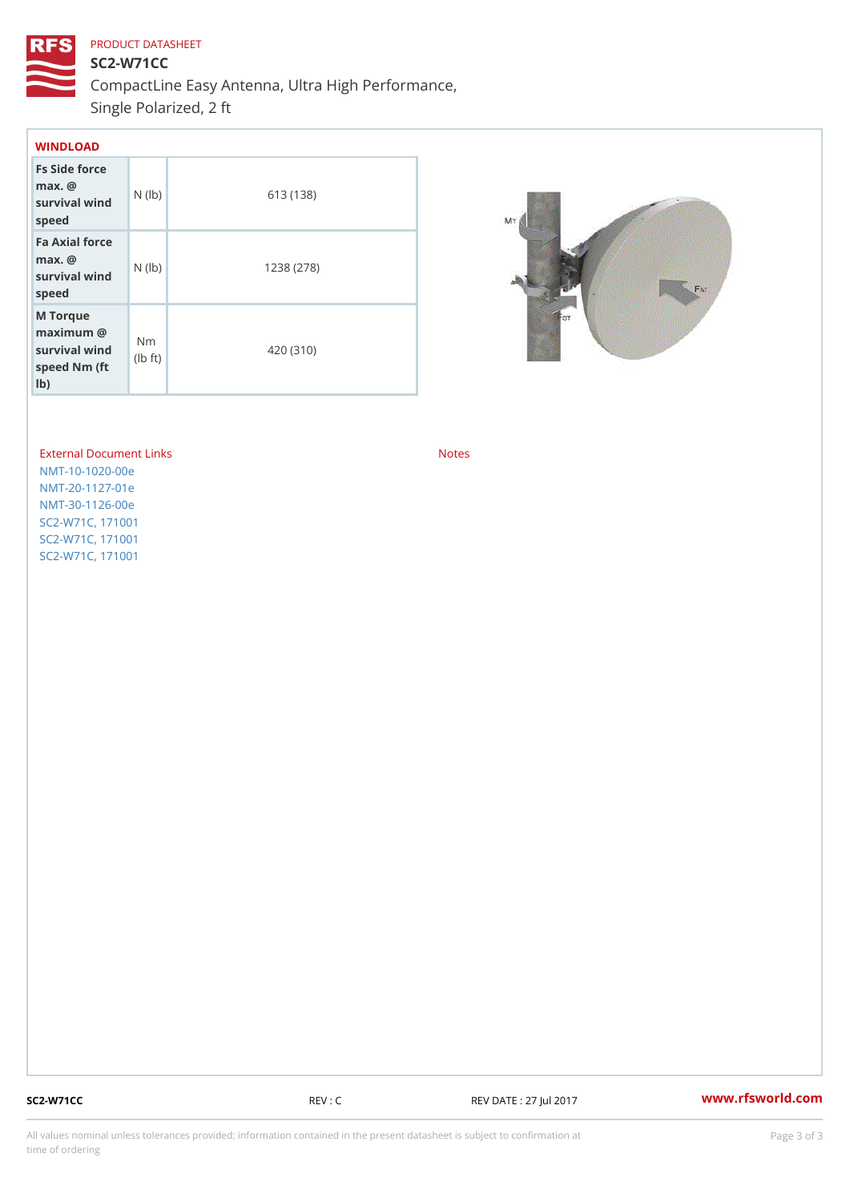PRODUCT DATASHEET

# SC2-W71CC

CompactLine Easy Antenna, Ultra High Performance, Single Polarized, 2 ft

## WINDLOAD

| | | |
|---|---|---|
| Fs Side force max. @ survival wind speed | N (lb) | 613 (138) |
| Fa Axial force max. @ survival wind speed | N (lb) | 1238 (278) |
| M Torque maximum @ survival wind speed Nm (ft lb) | Nm (lb ft) | 420 (310) |

MT
FAT
FST

### External Document Links

NMT-10-1020-00e
NMT-20-1127-01e
NMT-30-1126-00e
SC2-W71C, 171001
SC2-W71C, 171001
SC2-W71C, 171001

### Notes

SC2-W71CC REV : C REV DATE : 27 Jul 2017 www.rfsworld.com

All values nominal unless tolerances provided; information contained in the present datasheet is subject to confirmation at time of ordering